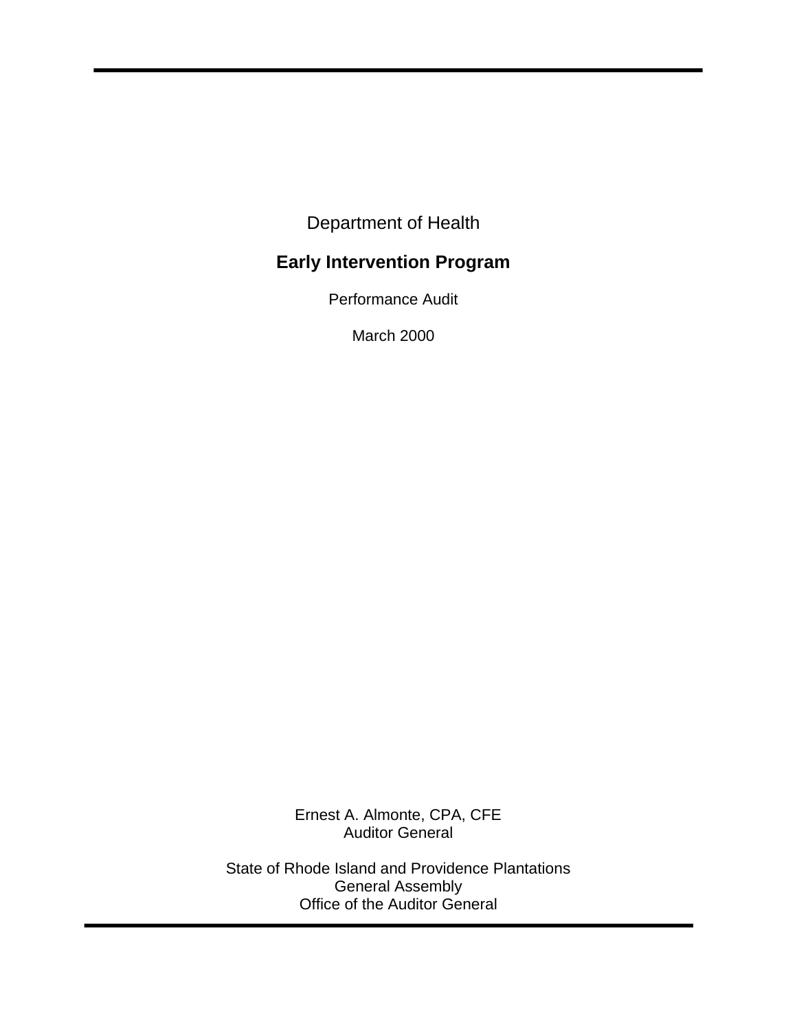Department of Health

# Early Intervention Program

Performance Audit

March 2000

Ernest A. Almonte, CPA, CFE
Auditor General

State of Rhode Island and Providence Plantations
General Assembly
Office of the Auditor General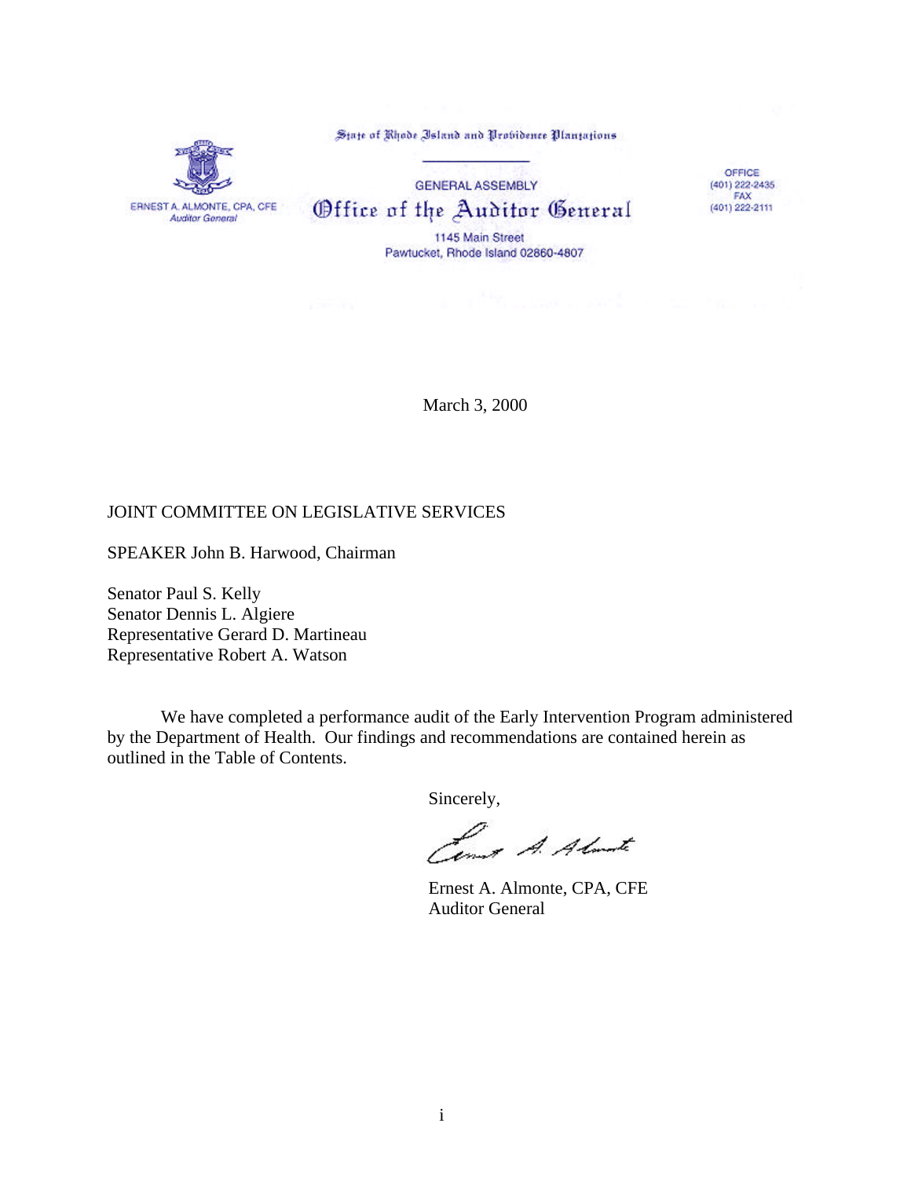State of Rhode Island and Providence Plantations

GENERAL ASSEMBLY

# Office of the Auditor General

1145 Main Street
Pawtucket, Rhode Island 02860-4807

ERNEST A. ALMONTE, CPA, CFE
*Auditor General*

OFFICE
(401) 222-2435
FAX
(401) 222-2111

March 3, 2000

JOINT COMMITTEE ON LEGISLATIVE SERVICES

SPEAKER John B. Harwood, Chairman

Senator Paul S. Kelly
Senator Dennis L. Algiere
Representative Gerard D. Martineau
Representative Robert A. Watson

We have completed a performance audit of the Early Intervention Program administered by the Department of Health. Our findings and recommendations are contained herein as outlined in the Table of Contents.

Sincerely,

Ernest A. Almonte, CPA, CFE
Auditor General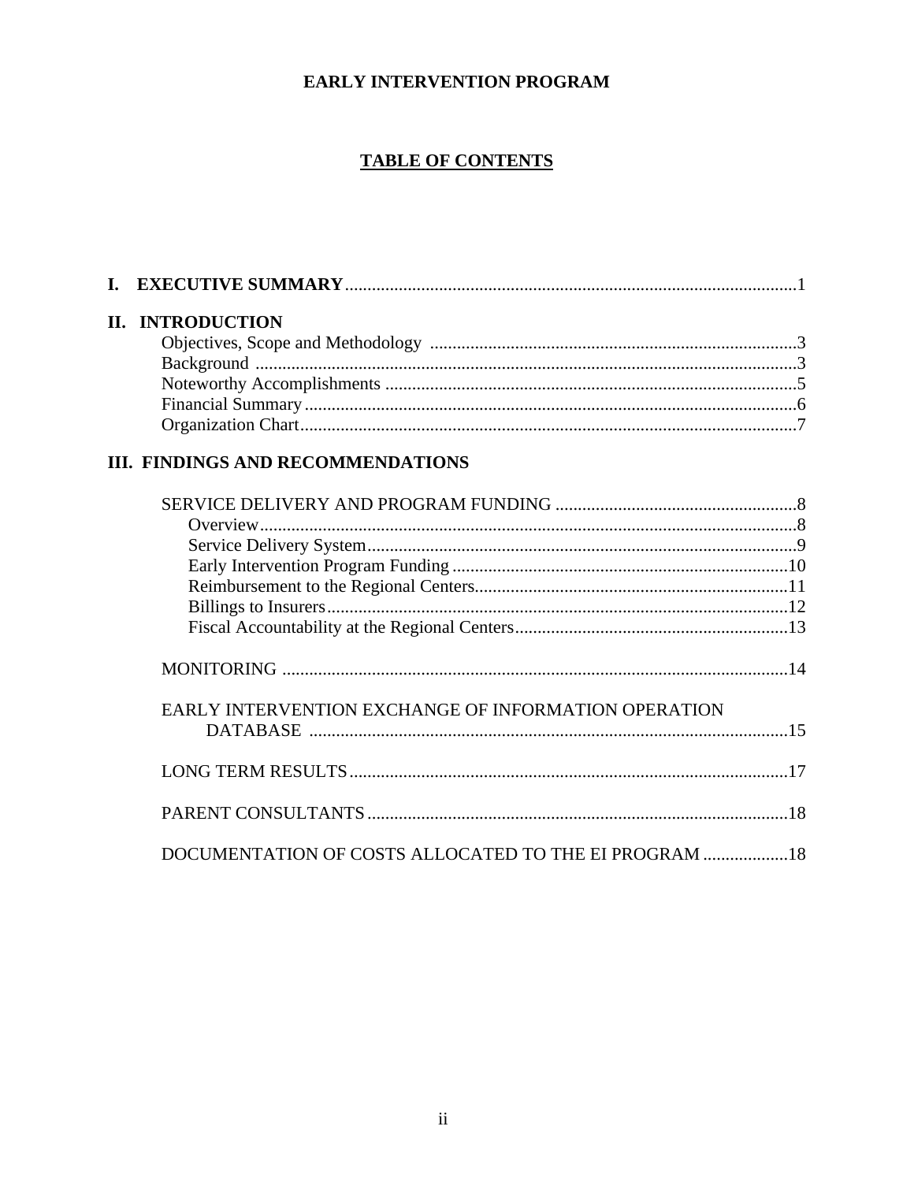# EARLY INTERVENTION PROGRAM

## TABLE OF CONTENTS

**I. EXECUTIVE SUMMARY** .......... 1

**II. INTRODUCTION**

- Objectives, Scope and Methodology .......... 3
- Background .......... 3
- Noteworthy Accomplishments .......... 5
- Financial Summary .......... 6
- Organization Chart .......... 7

**III. FINDINGS AND RECOMMENDATIONS**

- SERVICE DELIVERY AND PROGRAM FUNDING .......... 8
  - Overview .......... 8
  - Service Delivery System .......... 9
  - Early Intervention Program Funding .......... 10
  - Reimbursement to the Regional Centers .......... 11
  - Billings to Insurers .......... 12
  - Fiscal Accountability at the Regional Centers .......... 13
- MONITORING .......... 14
- EARLY INTERVENTION EXCHANGE OF INFORMATION OPERATION DATABASE .......... 15
- LONG TERM RESULTS .......... 17
- PARENT CONSULTANTS .......... 18
- DOCUMENTATION OF COSTS ALLOCATED TO THE EI PROGRAM .......... 18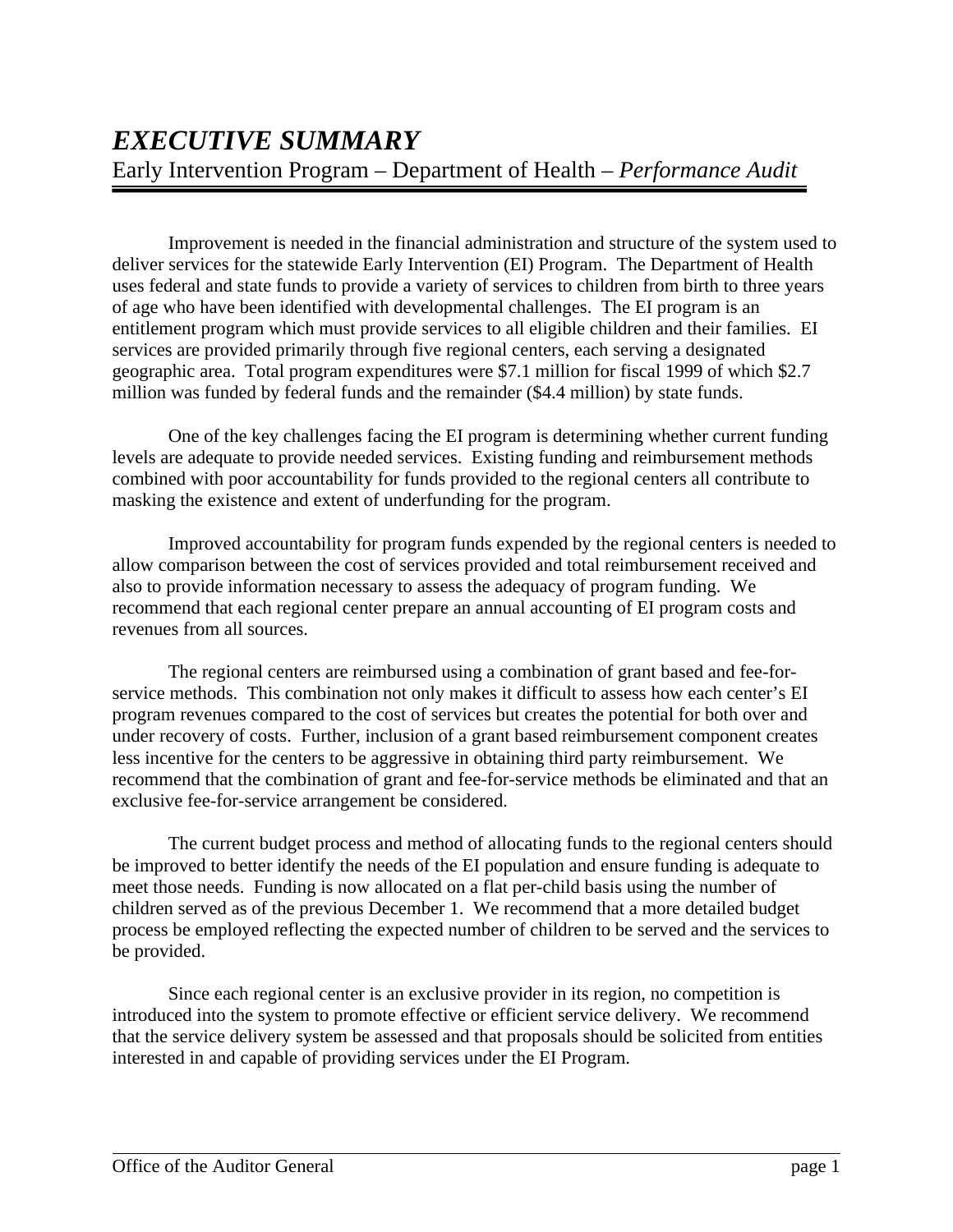# *EXECUTIVE SUMMARY*

Early Intervention Program – Department of Health – *Performance Audit*

Improvement is needed in the financial administration and structure of the system used to deliver services for the statewide Early Intervention (EI) Program. The Department of Health uses federal and state funds to provide a variety of services to children from birth to three years of age who have been identified with developmental challenges. The EI program is an entitlement program which must provide services to all eligible children and their families. EI services are provided primarily through five regional centers, each serving a designated geographic area. Total program expenditures were $7.1 million for fiscal 1999 of which $2.7 million was funded by federal funds and the remainder ($4.4 million) by state funds.

One of the key challenges facing the EI program is determining whether current funding levels are adequate to provide needed services. Existing funding and reimbursement methods combined with poor accountability for funds provided to the regional centers all contribute to masking the existence and extent of underfunding for the program.

Improved accountability for program funds expended by the regional centers is needed to allow comparison between the cost of services provided and total reimbursement received and also to provide information necessary to assess the adequacy of program funding. We recommend that each regional center prepare an annual accounting of EI program costs and revenues from all sources.

The regional centers are reimbursed using a combination of grant based and fee-for-service methods. This combination not only makes it difficult to assess how each center's EI program revenues compared to the cost of services but creates the potential for both over and under recovery of costs. Further, inclusion of a grant based reimbursement component creates less incentive for the centers to be aggressive in obtaining third party reimbursement. We recommend that the combination of grant and fee-for-service methods be eliminated and that an exclusive fee-for-service arrangement be considered.

The current budget process and method of allocating funds to the regional centers should be improved to better identify the needs of the EI population and ensure funding is adequate to meet those needs. Funding is now allocated on a flat per-child basis using the number of children served as of the previous December 1. We recommend that a more detailed budget process be employed reflecting the expected number of children to be served and the services to be provided.

Since each regional center is an exclusive provider in its region, no competition is introduced into the system to promote effective or efficient service delivery. We recommend that the service delivery system be assessed and that proposals should be solicited from entities interested in and capable of providing services under the EI Program.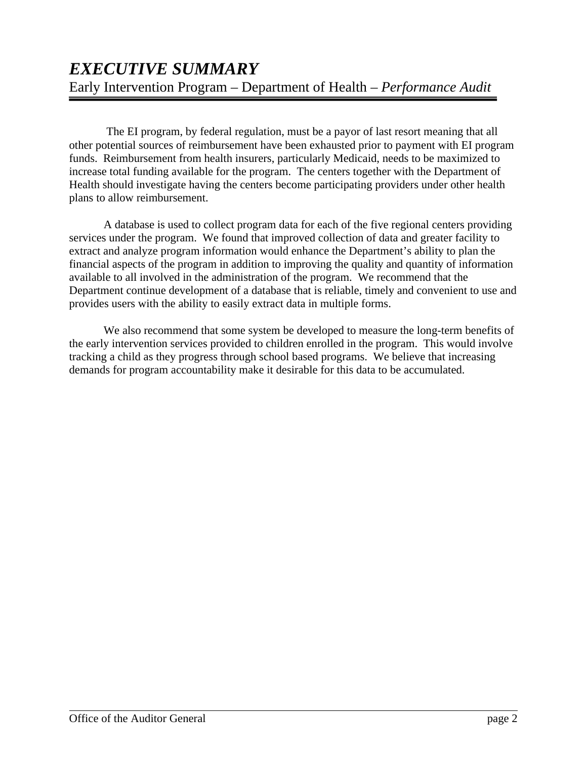# *EXECUTIVE SUMMARY*

Early Intervention Program – Department of Health – *Performance Audit*

The EI program, by federal regulation, must be a payor of last resort meaning that all other potential sources of reimbursement have been exhausted prior to payment with EI program funds. Reimbursement from health insurers, particularly Medicaid, needs to be maximized to increase total funding available for the program. The centers together with the Department of Health should investigate having the centers become participating providers under other health plans to allow reimbursement.

A database is used to collect program data for each of the five regional centers providing services under the program. We found that improved collection of data and greater facility to extract and analyze program information would enhance the Department's ability to plan the financial aspects of the program in addition to improving the quality and quantity of information available to all involved in the administration of the program. We recommend that the Department continue development of a database that is reliable, timely and convenient to use and provides users with the ability to easily extract data in multiple forms.

We also recommend that some system be developed to measure the long-term benefits of the early intervention services provided to children enrolled in the program. This would involve tracking a child as they progress through school based programs. We believe that increasing demands for program accountability make it desirable for this data to be accumulated.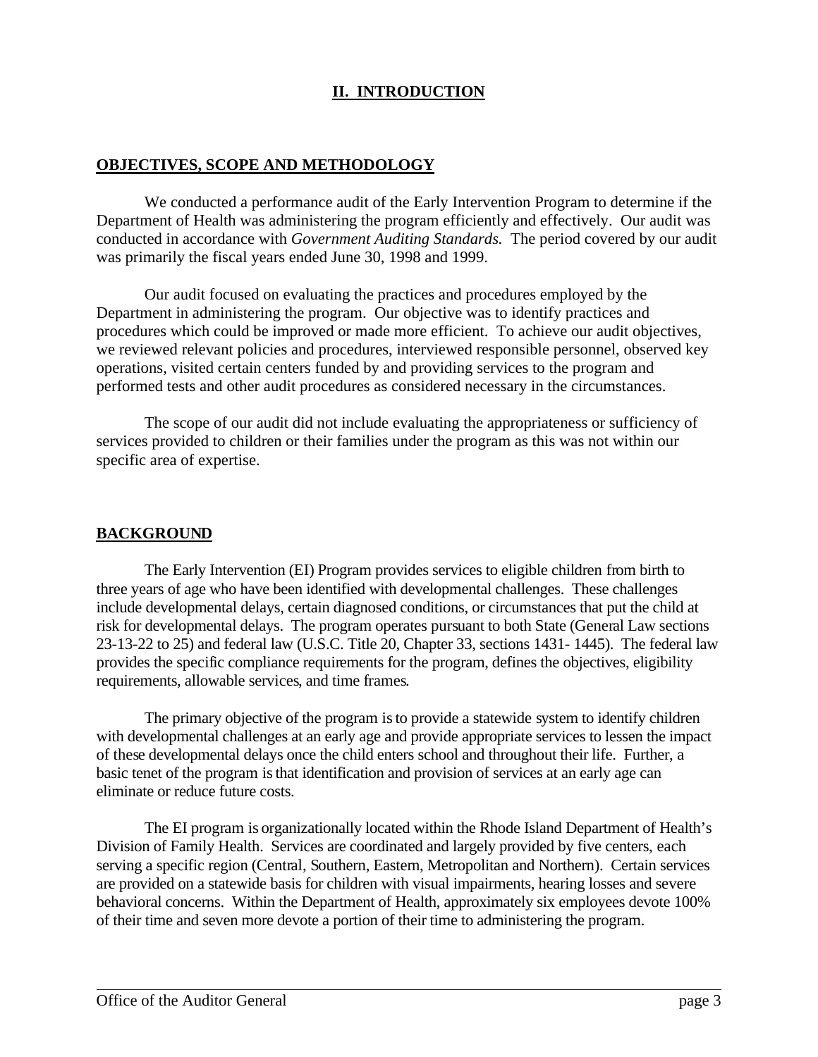# II. INTRODUCTION

## OBJECTIVES, SCOPE AND METHODOLOGY

We conducted a performance audit of the Early Intervention Program to determine if the Department of Health was administering the program efficiently and effectively. Our audit was conducted in accordance with *Government Auditing Standards.* The period covered by our audit was primarily the fiscal years ended June 30, 1998 and 1999.

Our audit focused on evaluating the practices and procedures employed by the Department in administering the program. Our objective was to identify practices and procedures which could be improved or made more efficient. To achieve our audit objectives, we reviewed relevant policies and procedures, interviewed responsible personnel, observed key operations, visited certain centers funded by and providing services to the program and performed tests and other audit procedures as considered necessary in the circumstances.

The scope of our audit did not include evaluating the appropriateness or sufficiency of services provided to children or their families under the program as this was not within our specific area of expertise.

## BACKGROUND

The Early Intervention (EI) Program provides services to eligible children from birth to three years of age who have been identified with developmental challenges. These challenges include developmental delays, certain diagnosed conditions, or circumstances that put the child at risk for developmental delays. The program operates pursuant to both State (General Law sections 23-13-22 to 25) and federal law (U.S.C. Title 20, Chapter 33, sections 1431- 1445). The federal law provides the specific compliance requirements for the program, defines the objectives, eligibility requirements, allowable services, and time frames.

The primary objective of the program is to provide a statewide system to identify children with developmental challenges at an early age and provide appropriate services to lessen the impact of these developmental delays once the child enters school and throughout their life. Further, a basic tenet of the program is that identification and provision of services at an early age can eliminate or reduce future costs.

The EI program is organizationally located within the Rhode Island Department of Health's Division of Family Health. Services are coordinated and largely provided by five centers, each serving a specific region (Central, Southern, Eastern, Metropolitan and Northern). Certain services are provided on a statewide basis for children with visual impairments, hearing losses and severe behavioral concerns. Within the Department of Health, approximately six employees devote 100% of their time and seven more devote a portion of their time to administering the program.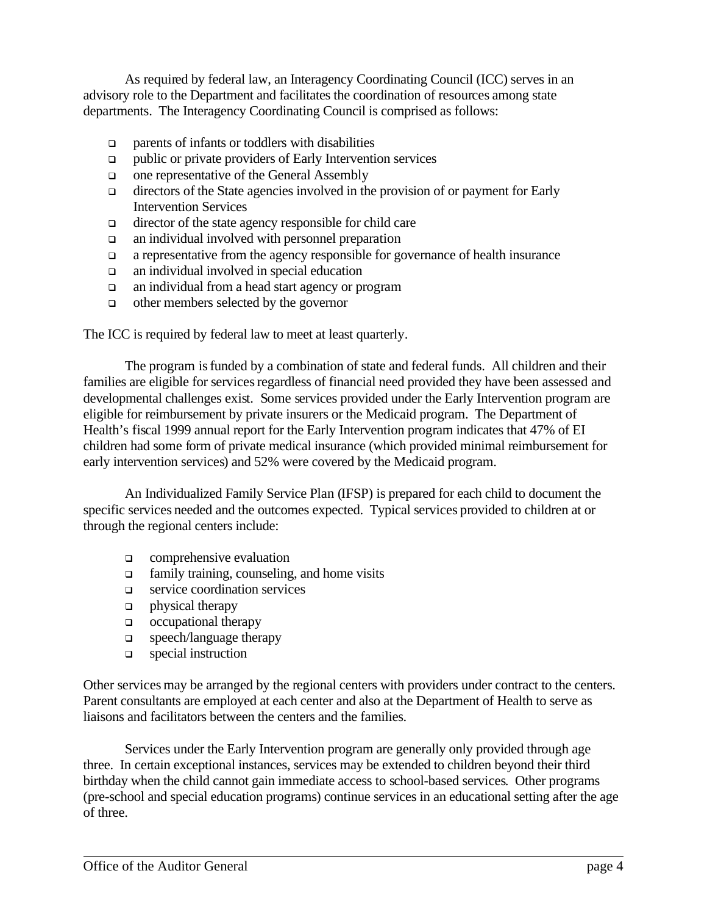As required by federal law, an Interagency Coordinating Council (ICC) serves in an advisory role to the Department and facilitates the coordination of resources among state departments. The Interagency Coordinating Council is comprised as follows:

- parents of infants or toddlers with disabilities
- public or private providers of Early Intervention services
- one representative of the General Assembly
- directors of the State agencies involved in the provision of or payment for Early Intervention Services
- director of the state agency responsible for child care
- an individual involved with personnel preparation
- a representative from the agency responsible for governance of health insurance
- an individual involved in special education
- an individual from a head start agency or program
- other members selected by the governor

The ICC is required by federal law to meet at least quarterly.

The program is funded by a combination of state and federal funds. All children and their families are eligible for services regardless of financial need provided they have been assessed and developmental challenges exist. Some services provided under the Early Intervention program are eligible for reimbursement by private insurers or the Medicaid program. The Department of Health's fiscal 1999 annual report for the Early Intervention program indicates that 47% of EI children had some form of private medical insurance (which provided minimal reimbursement for early intervention services) and 52% were covered by the Medicaid program.

An Individualized Family Service Plan (IFSP) is prepared for each child to document the specific services needed and the outcomes expected. Typical services provided to children at or through the regional centers include:

- comprehensive evaluation
- family training, counseling, and home visits
- service coordination services
- physical therapy
- occupational therapy
- speech/language therapy
- special instruction

Other services may be arranged by the regional centers with providers under contract to the centers. Parent consultants are employed at each center and also at the Department of Health to serve as liaisons and facilitators between the centers and the families.

Services under the Early Intervention program are generally only provided through age three. In certain exceptional instances, services may be extended to children beyond their third birthday when the child cannot gain immediate access to school-based services. Other programs (pre-school and special education programs) continue services in an educational setting after the age of three.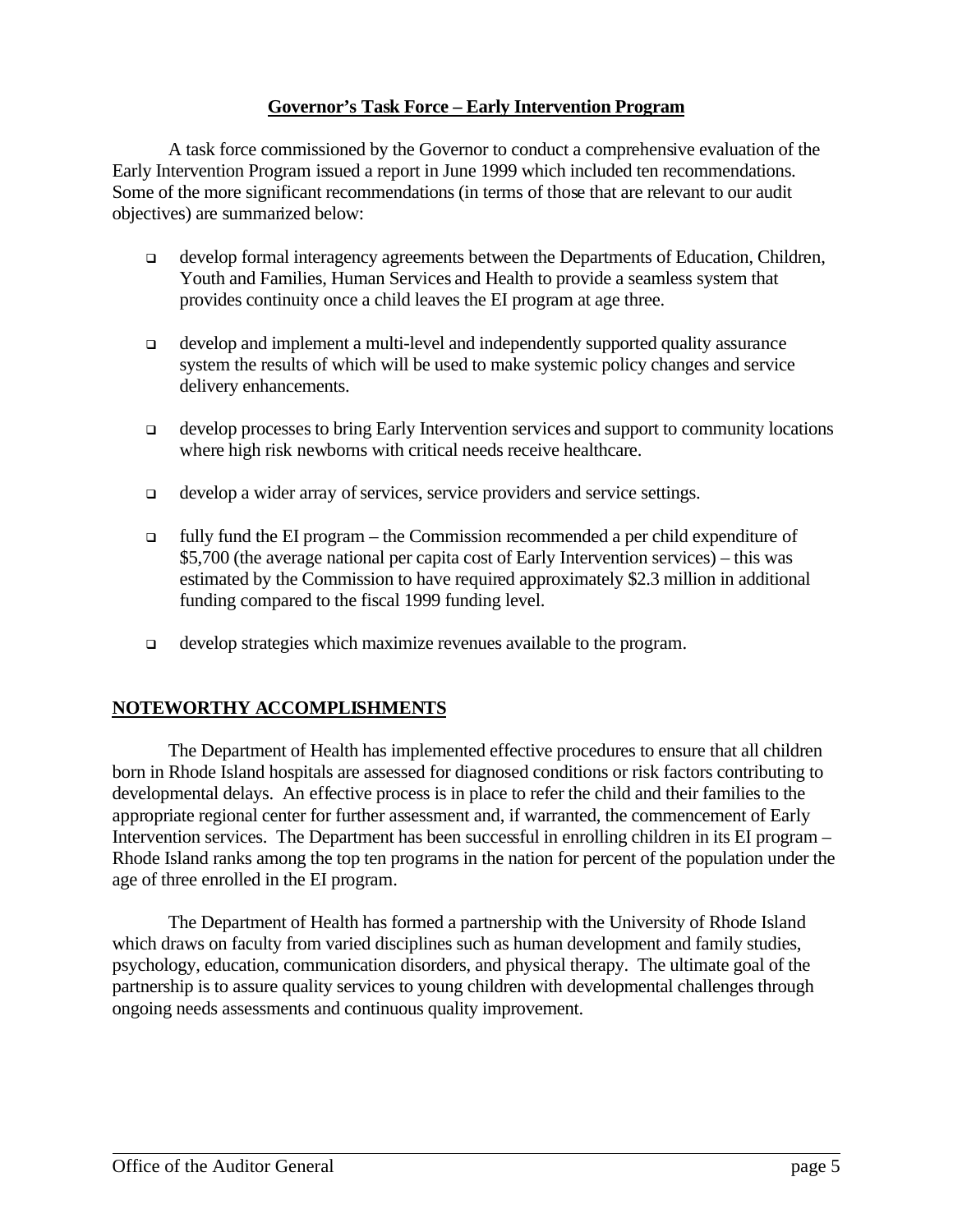## Governor's Task Force – Early Intervention Program

A task force commissioned by the Governor to conduct a comprehensive evaluation of the Early Intervention Program issued a report in June 1999 which included ten recommendations. Some of the more significant recommendations (in terms of those that are relevant to our audit objectives) are summarized below:

- develop formal interagency agreements between the Departments of Education, Children, Youth and Families, Human Services and Health to provide a seamless system that provides continuity once a child leaves the EI program at age three.
- develop and implement a multi-level and independently supported quality assurance system the results of which will be used to make systemic policy changes and service delivery enhancements.
- develop processes to bring Early Intervention services and support to community locations where high risk newborns with critical needs receive healthcare.
- develop a wider array of services, service providers and service settings.
- fully fund the EI program – the Commission recommended a per child expenditure of $5,700 (the average national per capita cost of Early Intervention services) – this was estimated by the Commission to have required approximately $2.3 million in additional funding compared to the fiscal 1999 funding level.
- develop strategies which maximize revenues available to the program.

## NOTEWORTHY ACCOMPLISHMENTS

The Department of Health has implemented effective procedures to ensure that all children born in Rhode Island hospitals are assessed for diagnosed conditions or risk factors contributing to developmental delays. An effective process is in place to refer the child and their families to the appropriate regional center for further assessment and, if warranted, the commencement of Early Intervention services. The Department has been successful in enrolling children in its EI program – Rhode Island ranks among the top ten programs in the nation for percent of the population under the age of three enrolled in the EI program.

The Department of Health has formed a partnership with the University of Rhode Island which draws on faculty from varied disciplines such as human development and family studies, psychology, education, communication disorders, and physical therapy. The ultimate goal of the partnership is to assure quality services to young children with developmental challenges through ongoing needs assessments and continuous quality improvement.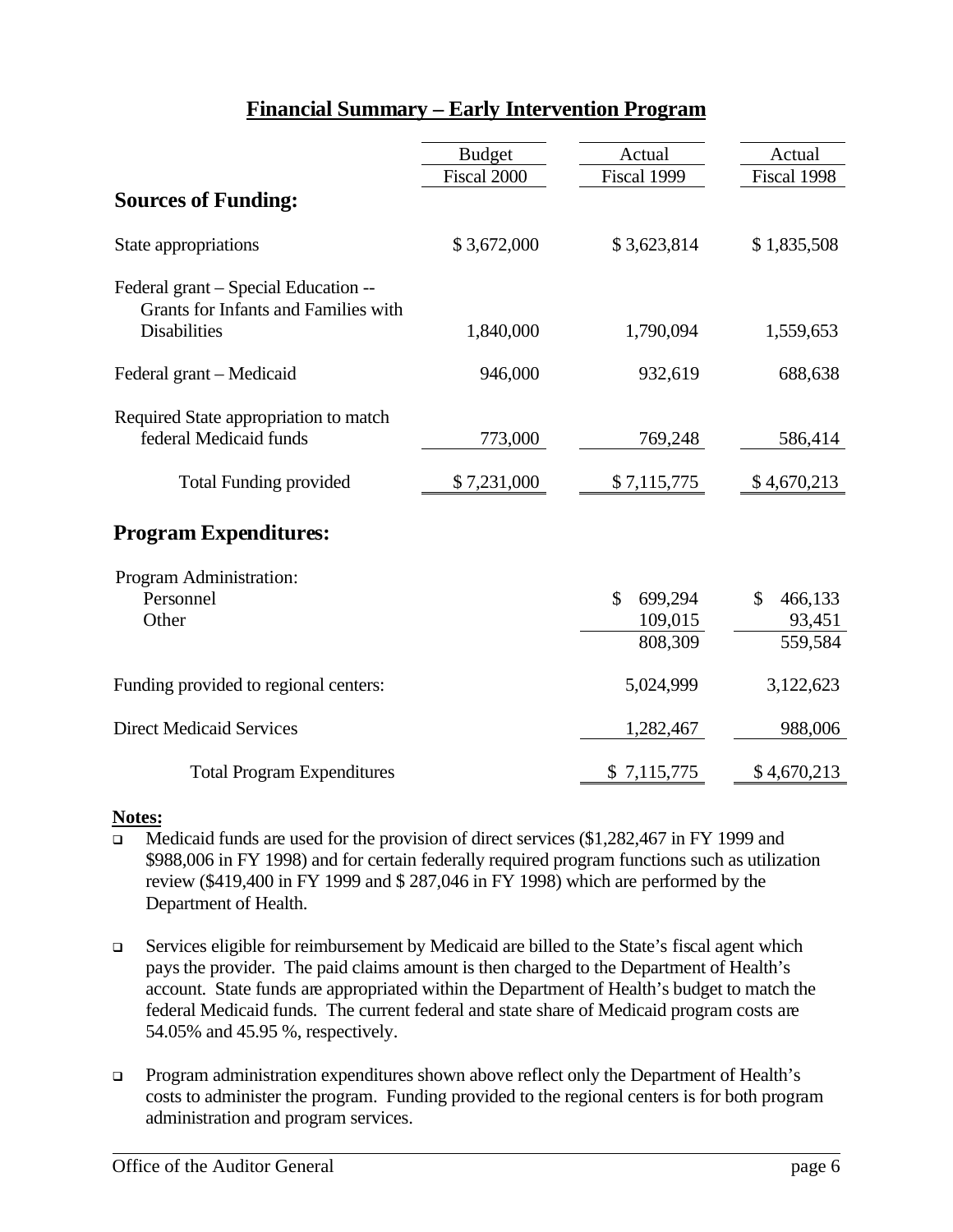## Financial Summary – Early Intervention Program

| | Budget Fiscal 2000 | Actual Fiscal 1999 | Actual Fiscal 1998 |
|---|---|---|---|
| **Sources of Funding:** | | | |
| State appropriations | $ 3,672,000 | $ 3,623,814 | $ 1,835,508 |
| Federal grant – Special Education -- Grants for Infants and Families with Disabilities | 1,840,000 | 1,790,094 | 1,559,653 |
| Federal grant – Medicaid | 946,000 | 932,619 | 688,638 |
| Required State appropriation to match federal Medicaid funds | 773,000 | 769,248 | 586,414 |
| Total Funding provided | $ 7,231,000 | $ 7,115,775 | $ 4,670,213 |
| **Program Expenditures:** | | | |
| Program Administration: | | | |
| Personnel | | $ 699,294 | $ 466,133 |
| Other | | 109,015 | 93,451 |
| | | 808,309 | 559,584 |
| Funding provided to regional centers: | | 5,024,999 | 3,122,623 |
| Direct Medicaid Services | | 1,282,467 | 988,006 |
| Total Program Expenditures | | $ 7,115,775 | $ 4,670,213 |

**Notes:**

- Medicaid funds are used for the provision of direct services ($1,282,467 in FY 1999 and $988,006 in FY 1998) and for certain federally required program functions such as utilization review ($419,400 in FY 1999 and $ 287,046 in FY 1998) which are performed by the Department of Health.
- Services eligible for reimbursement by Medicaid are billed to the State's fiscal agent which pays the provider. The paid claims amount is then charged to the Department of Health's account. State funds are appropriated within the Department of Health's budget to match the federal Medicaid funds. The current federal and state share of Medicaid program costs are 54.05% and 45.95 %, respectively.
- Program administration expenditures shown above reflect only the Department of Health's costs to administer the program. Funding provided to the regional centers is for both program administration and program services.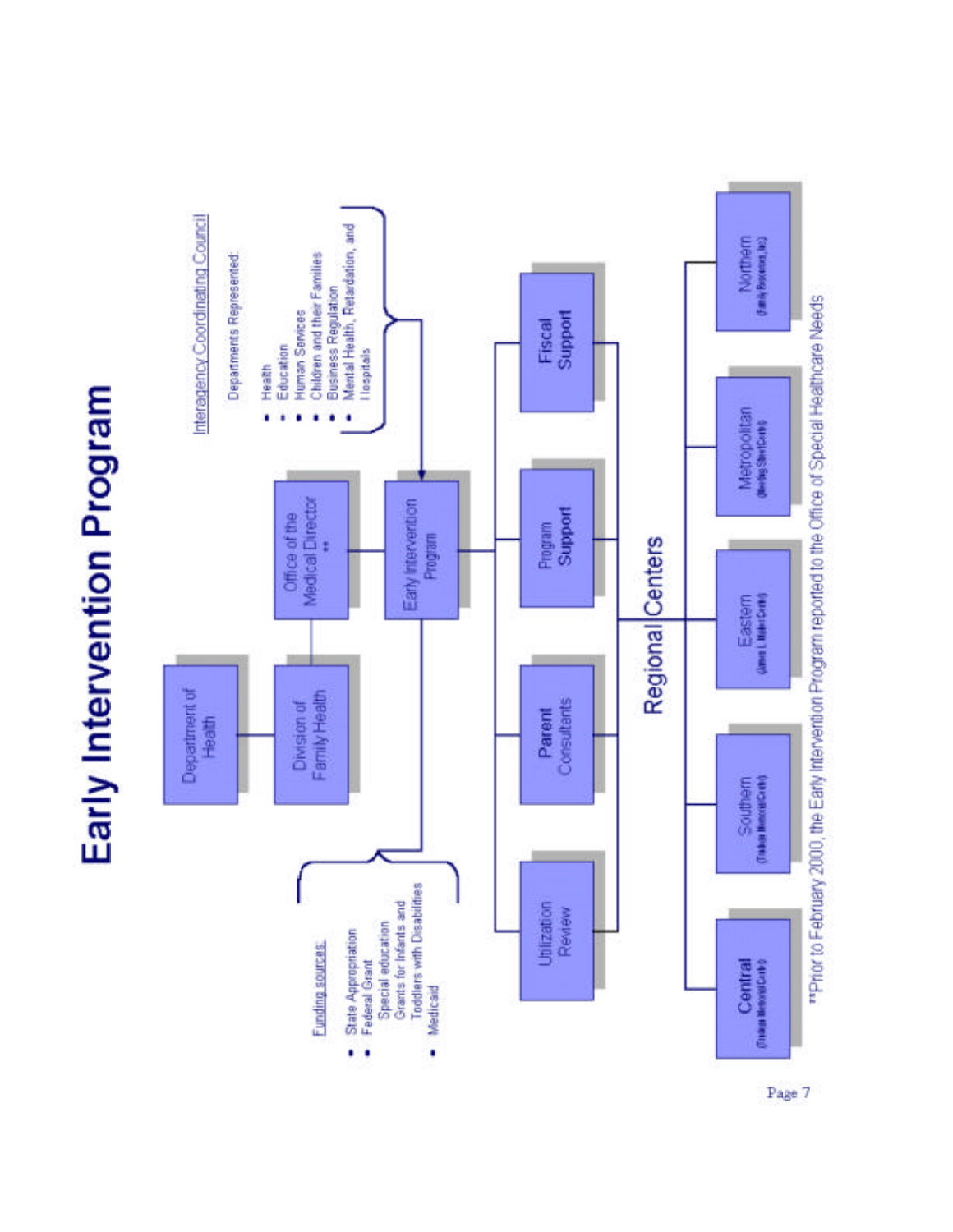# Early Intervention Program

- Department of Health
  - Division of Family Health
    - Office of the Medical Director **
      - Early Intervention Program
        - Utilization Review
        - Parent Consultants
        - Program Support
        - Fiscal Support
        - Regional Centers
          - Central (Tinkham Memorial Center)
          - Southern (Tinkham Memorial Center)
          - Eastern (James L. Maher Center)
          - Metropolitan (Meeting Street Center)
          - Northern (Family Resources, Inc)

<u>Interagency Coordinating Council</u> → Early Intervention Program

Departments Represented:

- Health
- Education
- Human Services
- Children and their Families
- Business Regulation
- Mental Health, Retardation, and Hospitals

<u>Funding sources:</u> → Early Intervention Program

- State Appropriation
- Federal Grant
  - Special education Grants for Infants and Toddlers with Disabilities
- Medicaid

**Prior to February 2000, the Early Intervention Program reported to the Office of Special Healthcare Needs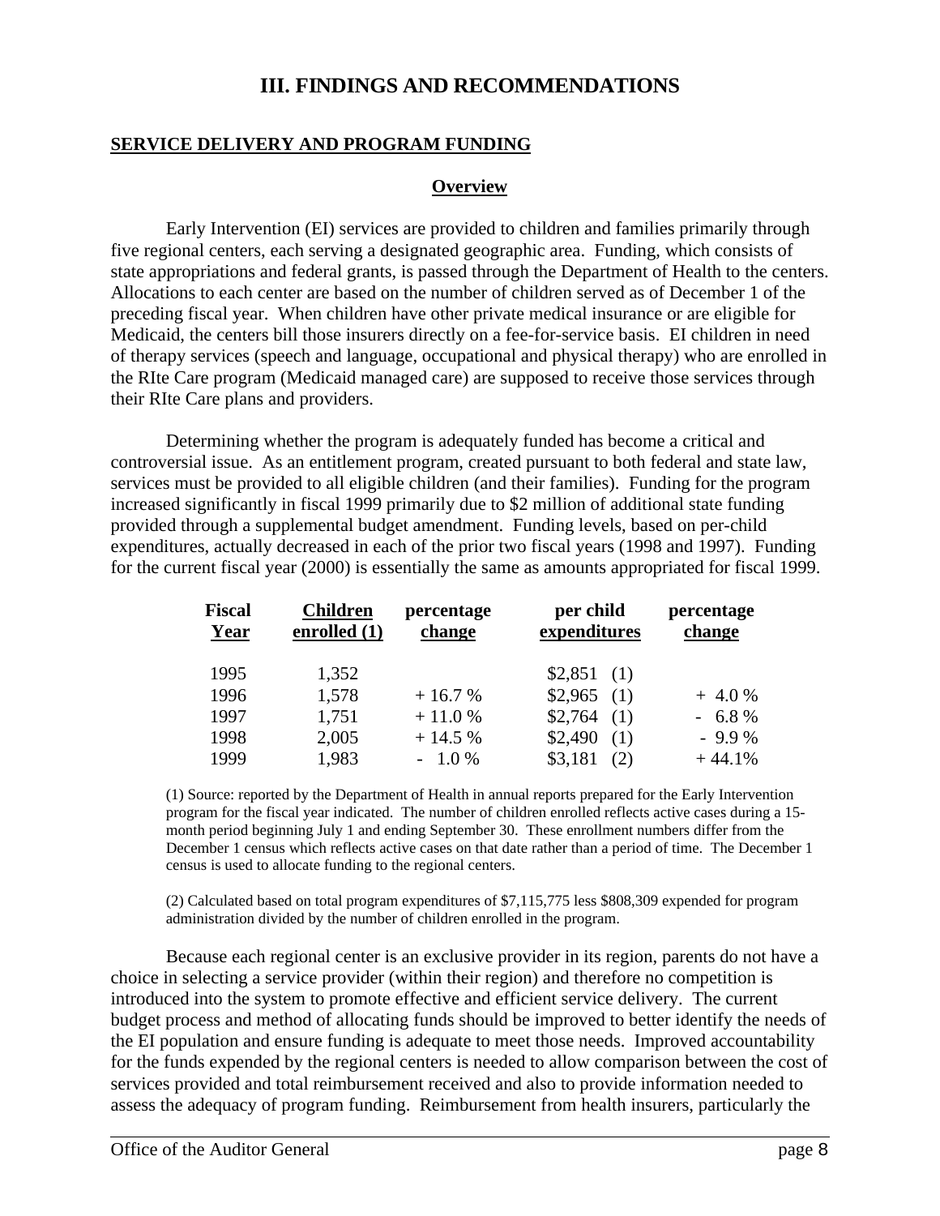# III. FINDINGS AND RECOMMENDATIONS

## SERVICE DELIVERY AND PROGRAM FUNDING

### Overview

Early Intervention (EI) services are provided to children and families primarily through five regional centers, each serving a designated geographic area. Funding, which consists of state appropriations and federal grants, is passed through the Department of Health to the centers. Allocations to each center are based on the number of children served as of December 1 of the preceding fiscal year. When children have other private medical insurance or are eligible for Medicaid, the centers bill those insurers directly on a fee-for-service basis. EI children in need of therapy services (speech and language, occupational and physical therapy) who are enrolled in the RIte Care program (Medicaid managed care) are supposed to receive those services through their RIte Care plans and providers.

Determining whether the program is adequately funded has become a critical and controversial issue. As an entitlement program, created pursuant to both federal and state law, services must be provided to all eligible children (and their families). Funding for the program increased significantly in fiscal 1999 primarily due to $2 million of additional state funding provided through a supplemental budget amendment. Funding levels, based on per-child expenditures, actually decreased in each of the prior two fiscal years (1998 and 1997). Funding for the current fiscal year (2000) is essentially the same as amounts appropriated for fiscal 1999.

| Fiscal Year | Children enrolled (1) | percentage change | per child expenditures | percentage change |
|---|---|---|---|---|
| 1995 | 1,352 | | $2,851 (1) | |
| 1996 | 1,578 | + 16.7 % | $2,965 (1) | + 4.0 % |
| 1997 | 1,751 | + 11.0 % | $2,764 (1) | - 6.8 % |
| 1998 | 2,005 | + 14.5 % | $2,490 (1) | - 9.9 % |
| 1999 | 1,983 | - 1.0 % | $3,181 (2) | + 44.1% |

(1) Source: reported by the Department of Health in annual reports prepared for the Early Intervention program for the fiscal year indicated. The number of children enrolled reflects active cases during a 15-month period beginning July 1 and ending September 30. These enrollment numbers differ from the December 1 census which reflects active cases on that date rather than a period of time. The December 1 census is used to allocate funding to the regional centers.

(2) Calculated based on total program expenditures of $7,115,775 less $808,309 expended for program administration divided by the number of children enrolled in the program.

Because each regional center is an exclusive provider in its region, parents do not have a choice in selecting a service provider (within their region) and therefore no competition is introduced into the system to promote effective and efficient service delivery. The current budget process and method of allocating funds should be improved to better identify the needs of the EI population and ensure funding is adequate to meet those needs. Improved accountability for the funds expended by the regional centers is needed to allow comparison between the cost of services provided and total reimbursement received and also to provide information needed to assess the adequacy of program funding. Reimbursement from health insurers, particularly the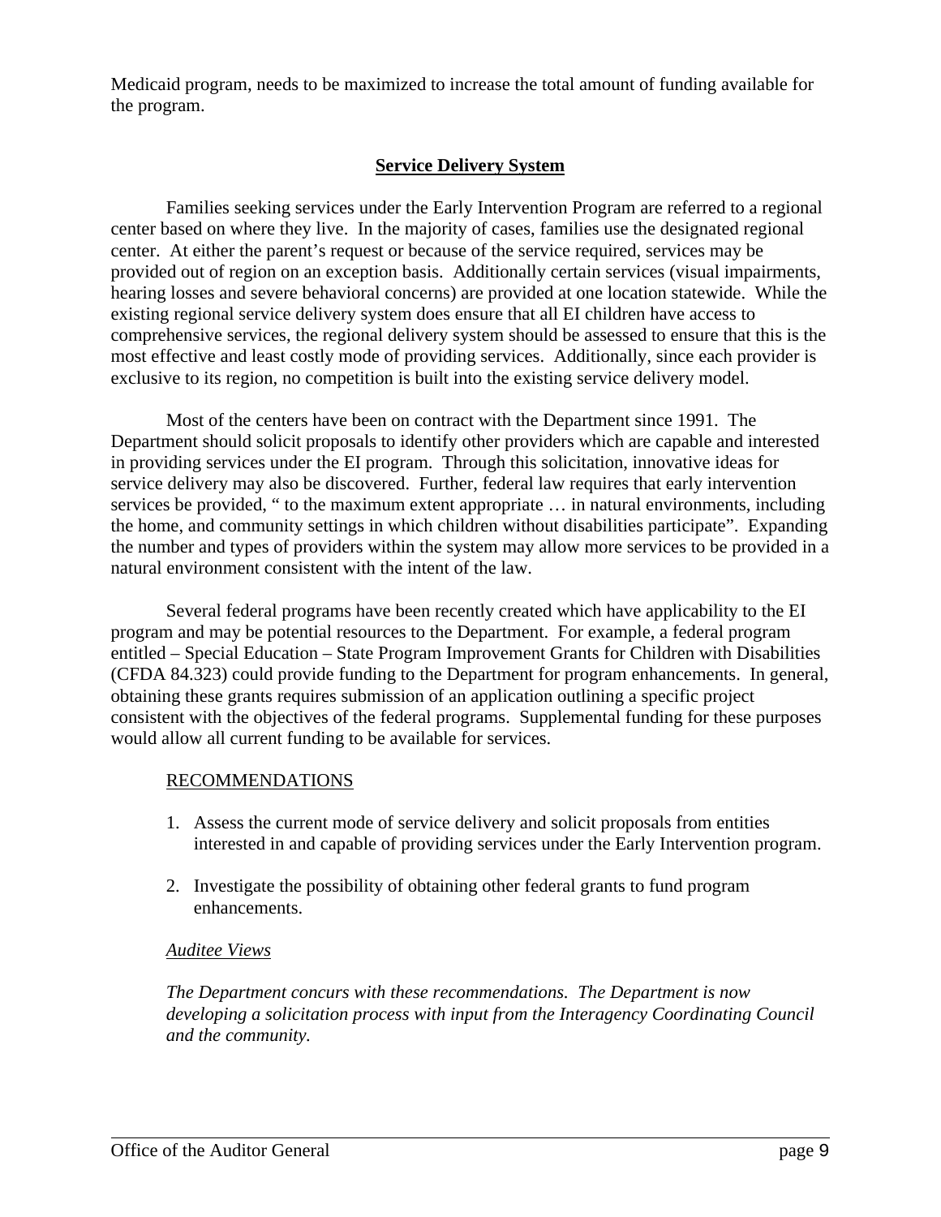Medicaid program, needs to be maximized to increase the total amount of funding available for the program.

## Service Delivery System

Families seeking services under the Early Intervention Program are referred to a regional center based on where they live. In the majority of cases, families use the designated regional center. At either the parent's request or because of the service required, services may be provided out of region on an exception basis. Additionally certain services (visual impairments, hearing losses and severe behavioral concerns) are provided at one location statewide. While the existing regional service delivery system does ensure that all EI children have access to comprehensive services, the regional delivery system should be assessed to ensure that this is the most effective and least costly mode of providing services. Additionally, since each provider is exclusive to its region, no competition is built into the existing service delivery model.

Most of the centers have been on contract with the Department since 1991. The Department should solicit proposals to identify other providers which are capable and interested in providing services under the EI program. Through this solicitation, innovative ideas for service delivery may also be discovered. Further, federal law requires that early intervention services be provided, " to the maximum extent appropriate … in natural environments, including the home, and community settings in which children without disabilities participate". Expanding the number and types of providers within the system may allow more services to be provided in a natural environment consistent with the intent of the law.

Several federal programs have been recently created which have applicability to the EI program and may be potential resources to the Department. For example, a federal program entitled – Special Education – State Program Improvement Grants for Children with Disabilities (CFDA 84.323) could provide funding to the Department for program enhancements. In general, obtaining these grants requires submission of an application outlining a specific project consistent with the objectives of the federal programs. Supplemental funding for these purposes would allow all current funding to be available for services.

RECOMMENDATIONS

1. Assess the current mode of service delivery and solicit proposals from entities interested in and capable of providing services under the Early Intervention program.

2. Investigate the possibility of obtaining other federal grants to fund program enhancements.

*Auditee Views*

*The Department concurs with these recommendations. The Department is now developing a solicitation process with input from the Interagency Coordinating Council and the community.*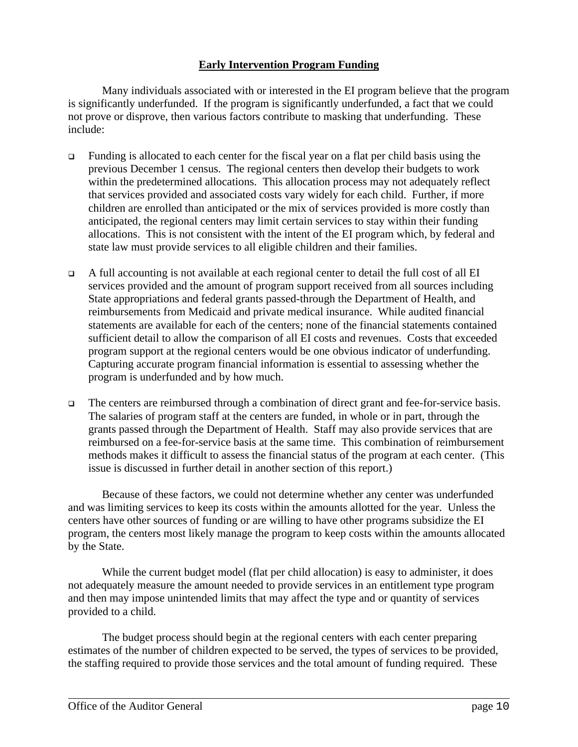## Early Intervention Program Funding

Many individuals associated with or interested in the EI program believe that the program is significantly underfunded. If the program is significantly underfunded, a fact that we could not prove or disprove, then various factors contribute to masking that underfunding. These include:

- Funding is allocated to each center for the fiscal year on a flat per child basis using the previous December 1 census. The regional centers then develop their budgets to work within the predetermined allocations. This allocation process may not adequately reflect that services provided and associated costs vary widely for each child. Further, if more children are enrolled than anticipated or the mix of services provided is more costly than anticipated, the regional centers may limit certain services to stay within their funding allocations. This is not consistent with the intent of the EI program which, by federal and state law must provide services to all eligible children and their families.

- A full accounting is not available at each regional center to detail the full cost of all EI services provided and the amount of program support received from all sources including State appropriations and federal grants passed-through the Department of Health, and reimbursements from Medicaid and private medical insurance. While audited financial statements are available for each of the centers; none of the financial statements contained sufficient detail to allow the comparison of all EI costs and revenues. Costs that exceeded program support at the regional centers would be one obvious indicator of underfunding. Capturing accurate program financial information is essential to assessing whether the program is underfunded and by how much.

- The centers are reimbursed through a combination of direct grant and fee-for-service basis. The salaries of program staff at the centers are funded, in whole or in part, through the grants passed through the Department of Health. Staff may also provide services that are reimbursed on a fee-for-service basis at the same time. This combination of reimbursement methods makes it difficult to assess the financial status of the program at each center. (This issue is discussed in further detail in another section of this report.)

Because of these factors, we could not determine whether any center was underfunded and was limiting services to keep its costs within the amounts allotted for the year. Unless the centers have other sources of funding or are willing to have other programs subsidize the EI program, the centers most likely manage the program to keep costs within the amounts allocated by the State.

While the current budget model (flat per child allocation) is easy to administer, it does not adequately measure the amount needed to provide services in an entitlement type program and then may impose unintended limits that may affect the type and or quantity of services provided to a child.

The budget process should begin at the regional centers with each center preparing estimates of the number of children expected to be served, the types of services to be provided, the staffing required to provide those services and the total amount of funding required. These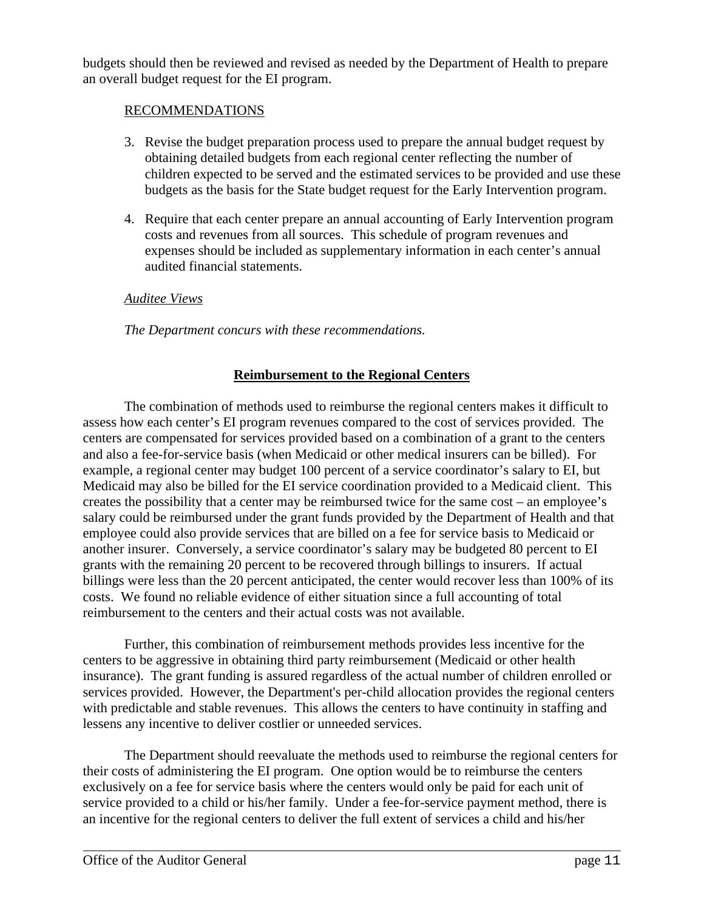budgets should then be reviewed and revised as needed by the Department of Health to prepare an overall budget request for the EI program.

RECOMMENDATIONS

3. Revise the budget preparation process used to prepare the annual budget request by obtaining detailed budgets from each regional center reflecting the number of children expected to be served and the estimated services to be provided and use these budgets as the basis for the State budget request for the Early Intervention program.

4. Require that each center prepare an annual accounting of Early Intervention program costs and revenues from all sources. This schedule of program revenues and expenses should be included as supplementary information in each center's annual audited financial statements.

*Auditee Views*

*The Department concurs with these recommendations.*

**Reimbursement to the Regional Centers**

The combination of methods used to reimburse the regional centers makes it difficult to assess how each center's EI program revenues compared to the cost of services provided. The centers are compensated for services provided based on a combination of a grant to the centers and also a fee-for-service basis (when Medicaid or other medical insurers can be billed). For example, a regional center may budget 100 percent of a service coordinator's salary to EI, but Medicaid may also be billed for the EI service coordination provided to a Medicaid client. This creates the possibility that a center may be reimbursed twice for the same cost – an employee's salary could be reimbursed under the grant funds provided by the Department of Health and that employee could also provide services that are billed on a fee for service basis to Medicaid or another insurer. Conversely, a service coordinator's salary may be budgeted 80 percent to EI grants with the remaining 20 percent to be recovered through billings to insurers. If actual billings were less than the 20 percent anticipated, the center would recover less than 100% of its costs. We found no reliable evidence of either situation since a full accounting of total reimbursement to the centers and their actual costs was not available.

Further, this combination of reimbursement methods provides less incentive for the centers to be aggressive in obtaining third party reimbursement (Medicaid or other health insurance). The grant funding is assured regardless of the actual number of children enrolled or services provided. However, the Department's per-child allocation provides the regional centers with predictable and stable revenues. This allows the centers to have continuity in staffing and lessens any incentive to deliver costlier or unneeded services.

The Department should reevaluate the methods used to reimburse the regional centers for their costs of administering the EI program. One option would be to reimburse the centers exclusively on a fee for service basis where the centers would only be paid for each unit of service provided to a child or his/her family. Under a fee-for-service payment method, there is an incentive for the regional centers to deliver the full extent of services a child and his/her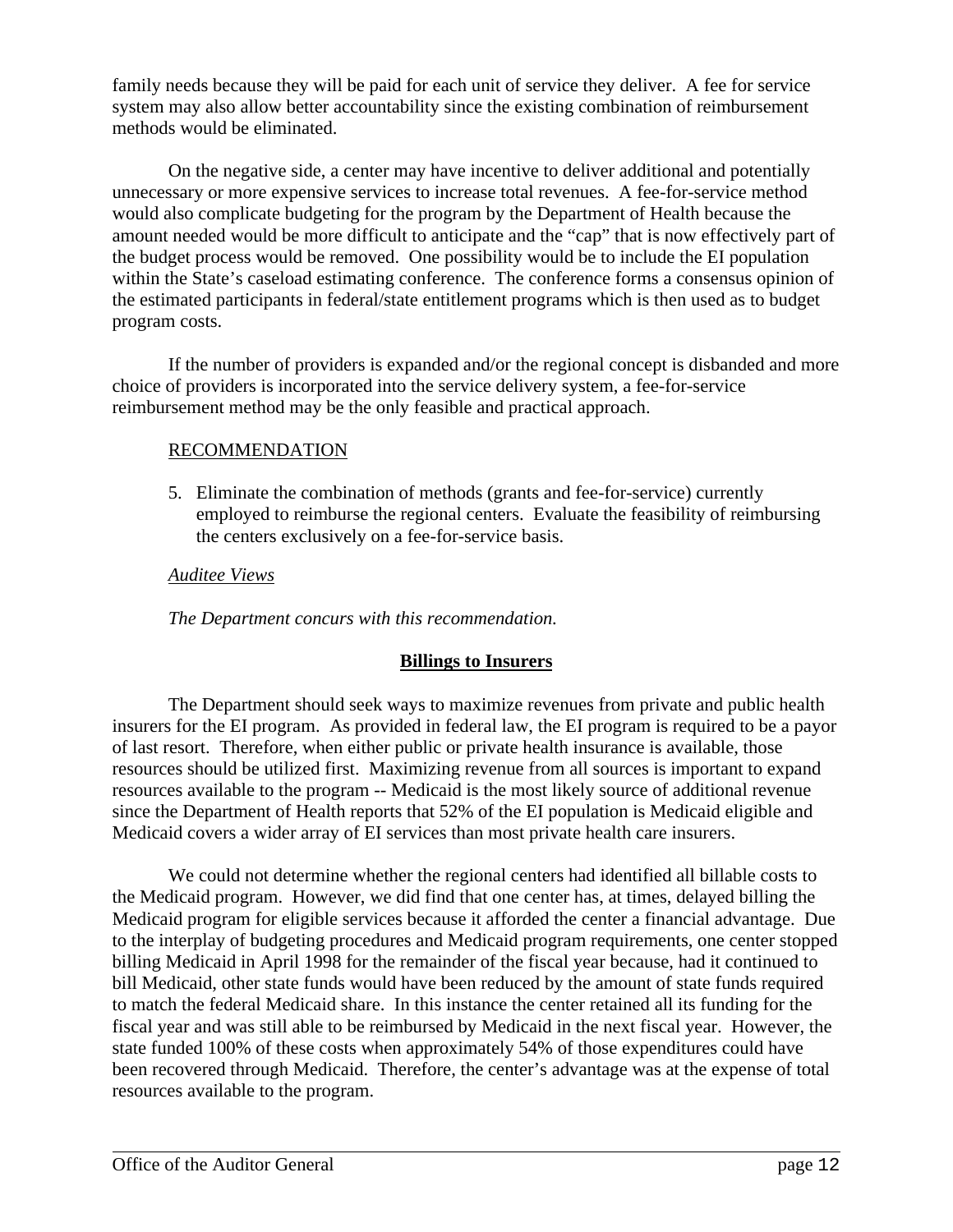family needs because they will be paid for each unit of service they deliver. A fee for service system may also allow better accountability since the existing combination of reimbursement methods would be eliminated.

On the negative side, a center may have incentive to deliver additional and potentially unnecessary or more expensive services to increase total revenues. A fee-for-service method would also complicate budgeting for the program by the Department of Health because the amount needed would be more difficult to anticipate and the "cap" that is now effectively part of the budget process would be removed. One possibility would be to include the EI population within the State's caseload estimating conference. The conference forms a consensus opinion of the estimated participants in federal/state entitlement programs which is then used as to budget program costs.

If the number of providers is expanded and/or the regional concept is disbanded and more choice of providers is incorporated into the service delivery system, a fee-for-service reimbursement method may be the only feasible and practical approach.

RECOMMENDATION

5. Eliminate the combination of methods (grants and fee-for-service) currently employed to reimburse the regional centers. Evaluate the feasibility of reimbursing the centers exclusively on a fee-for-service basis.

*Auditee Views*

*The Department concurs with this recommendation.*

**Billings to Insurers**

The Department should seek ways to maximize revenues from private and public health insurers for the EI program. As provided in federal law, the EI program is required to be a payor of last resort. Therefore, when either public or private health insurance is available, those resources should be utilized first. Maximizing revenue from all sources is important to expand resources available to the program -- Medicaid is the most likely source of additional revenue since the Department of Health reports that 52% of the EI population is Medicaid eligible and Medicaid covers a wider array of EI services than most private health care insurers.

We could not determine whether the regional centers had identified all billable costs to the Medicaid program. However, we did find that one center has, at times, delayed billing the Medicaid program for eligible services because it afforded the center a financial advantage. Due to the interplay of budgeting procedures and Medicaid program requirements, one center stopped billing Medicaid in April 1998 for the remainder of the fiscal year because, had it continued to bill Medicaid, other state funds would have been reduced by the amount of state funds required to match the federal Medicaid share. In this instance the center retained all its funding for the fiscal year and was still able to be reimbursed by Medicaid in the next fiscal year. However, the state funded 100% of these costs when approximately 54% of those expenditures could have been recovered through Medicaid. Therefore, the center's advantage was at the expense of total resources available to the program.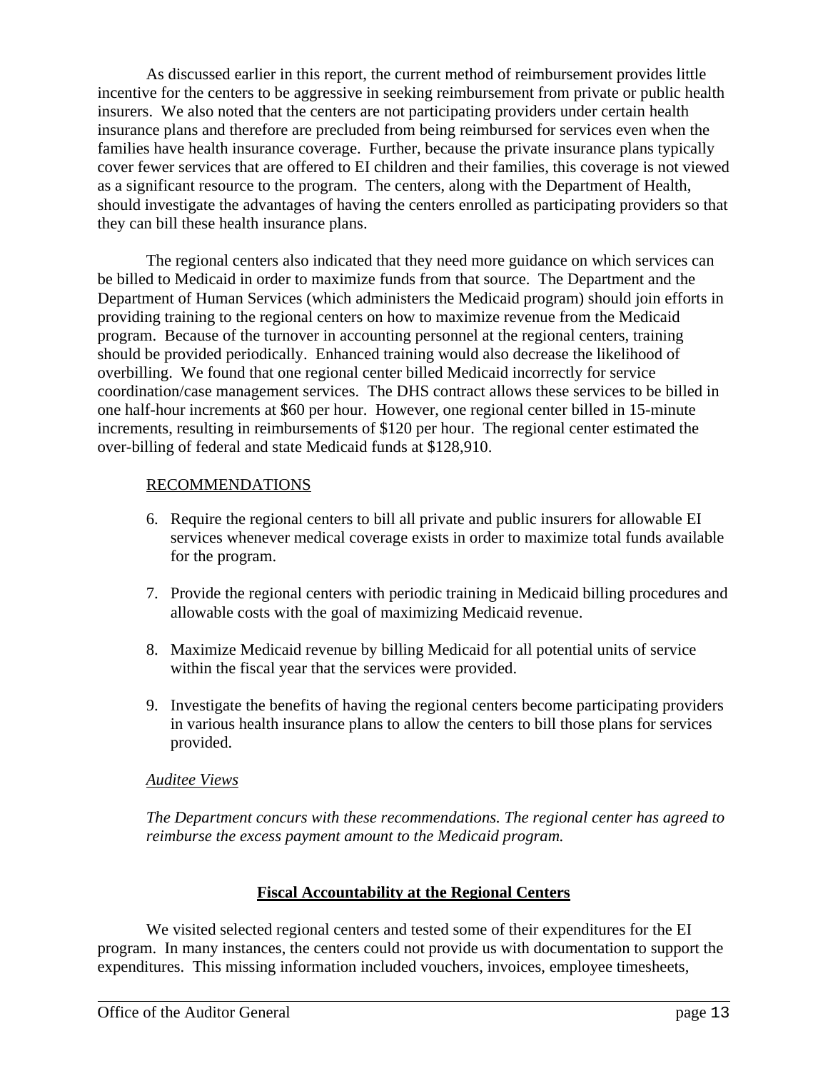As discussed earlier in this report, the current method of reimbursement provides little incentive for the centers to be aggressive in seeking reimbursement from private or public health insurers. We also noted that the centers are not participating providers under certain health insurance plans and therefore are precluded from being reimbursed for services even when the families have health insurance coverage. Further, because the private insurance plans typically cover fewer services that are offered to EI children and their families, this coverage is not viewed as a significant resource to the program. The centers, along with the Department of Health, should investigate the advantages of having the centers enrolled as participating providers so that they can bill these health insurance plans.

The regional centers also indicated that they need more guidance on which services can be billed to Medicaid in order to maximize funds from that source. The Department and the Department of Human Services (which administers the Medicaid program) should join efforts in providing training to the regional centers on how to maximize revenue from the Medicaid program. Because of the turnover in accounting personnel at the regional centers, training should be provided periodically. Enhanced training would also decrease the likelihood of overbilling. We found that one regional center billed Medicaid incorrectly for service coordination/case management services. The DHS contract allows these services to be billed in one half-hour increments at $60 per hour. However, one regional center billed in 15-minute increments, resulting in reimbursements of $120 per hour. The regional center estimated the over-billing of federal and state Medicaid funds at $128,910.

<u>RECOMMENDATIONS</u>

6. Require the regional centers to bill all private and public insurers for allowable EI services whenever medical coverage exists in order to maximize total funds available for the program.

7. Provide the regional centers with periodic training in Medicaid billing procedures and allowable costs with the goal of maximizing Medicaid revenue.

8. Maximize Medicaid revenue by billing Medicaid for all potential units of service within the fiscal year that the services were provided.

9. Investigate the benefits of having the regional centers become participating providers in various health insurance plans to allow the centers to bill those plans for services provided.

*<u>Auditee Views</u>*

*The Department concurs with these recommendations. The regional center has agreed to reimburse the excess payment amount to the Medicaid program.*

## **<u>Fiscal Accountability at the Regional Centers</u>**

We visited selected regional centers and tested some of their expenditures for the EI program. In many instances, the centers could not provide us with documentation to support the expenditures. This missing information included vouchers, invoices, employee timesheets,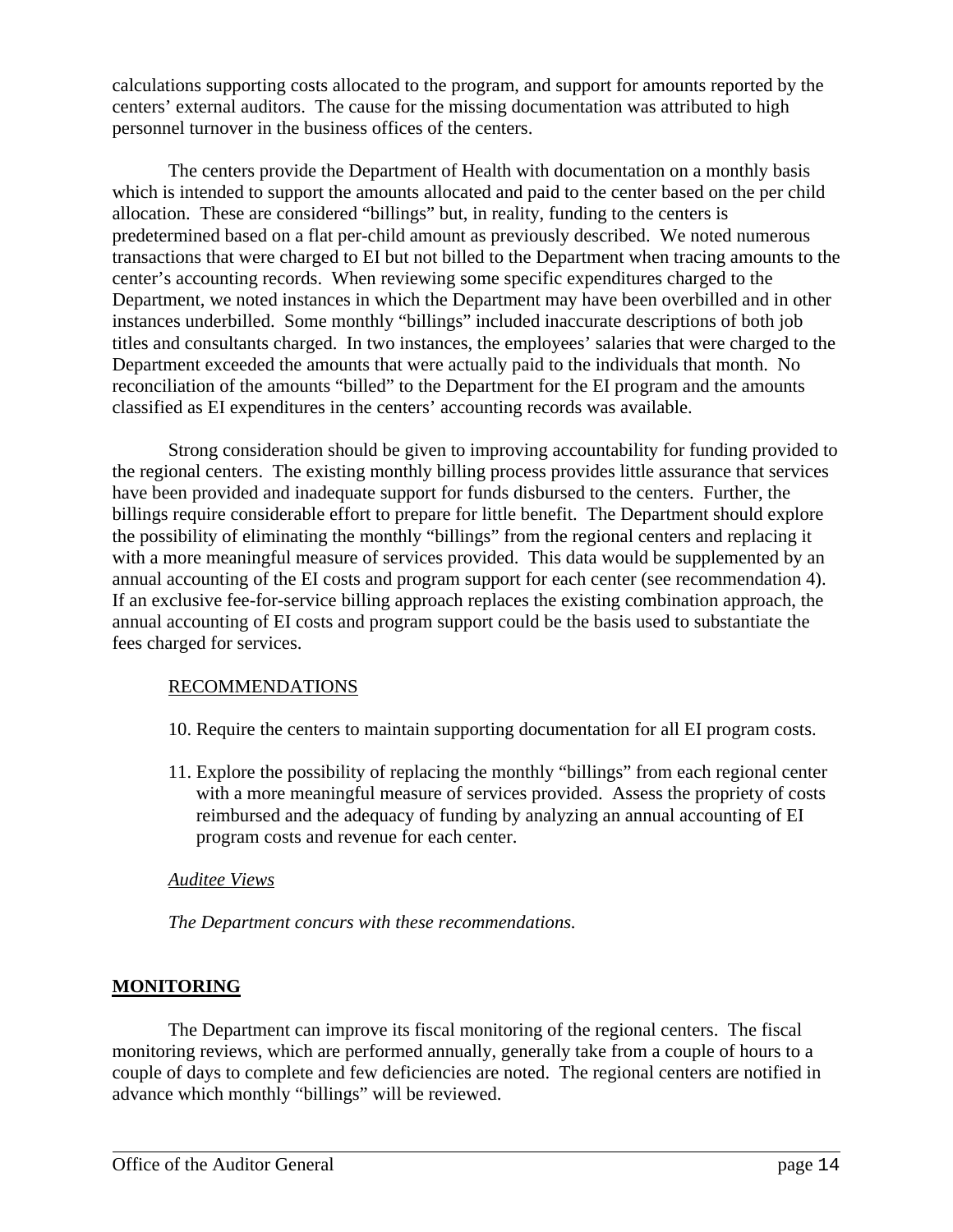calculations supporting costs allocated to the program, and support for amounts reported by the centers' external auditors. The cause for the missing documentation was attributed to high personnel turnover in the business offices of the centers.

The centers provide the Department of Health with documentation on a monthly basis which is intended to support the amounts allocated and paid to the center based on the per child allocation. These are considered "billings" but, in reality, funding to the centers is predetermined based on a flat per-child amount as previously described. We noted numerous transactions that were charged to EI but not billed to the Department when tracing amounts to the center's accounting records. When reviewing some specific expenditures charged to the Department, we noted instances in which the Department may have been overbilled and in other instances underbilled. Some monthly "billings" included inaccurate descriptions of both job titles and consultants charged. In two instances, the employees' salaries that were charged to the Department exceeded the amounts that were actually paid to the individuals that month. No reconciliation of the amounts "billed" to the Department for the EI program and the amounts classified as EI expenditures in the centers' accounting records was available.

Strong consideration should be given to improving accountability for funding provided to the regional centers. The existing monthly billing process provides little assurance that services have been provided and inadequate support for funds disbursed to the centers. Further, the billings require considerable effort to prepare for little benefit. The Department should explore the possibility of eliminating the monthly "billings" from the regional centers and replacing it with a more meaningful measure of services provided. This data would be supplemented by an annual accounting of the EI costs and program support for each center (see recommendation 4). If an exclusive fee-for-service billing approach replaces the existing combination approach, the annual accounting of EI costs and program support could be the basis used to substantiate the fees charged for services.

RECOMMENDATIONS

10. Require the centers to maintain supporting documentation for all EI program costs.

11. Explore the possibility of replacing the monthly "billings" from each regional center with a more meaningful measure of services provided. Assess the propriety of costs reimbursed and the adequacy of funding by analyzing an annual accounting of EI program costs and revenue for each center.

*Auditee Views*

*The Department concurs with these recommendations.*

## MONITORING

The Department can improve its fiscal monitoring of the regional centers. The fiscal monitoring reviews, which are performed annually, generally take from a couple of hours to a couple of days to complete and few deficiencies are noted. The regional centers are notified in advance which monthly "billings" will be reviewed.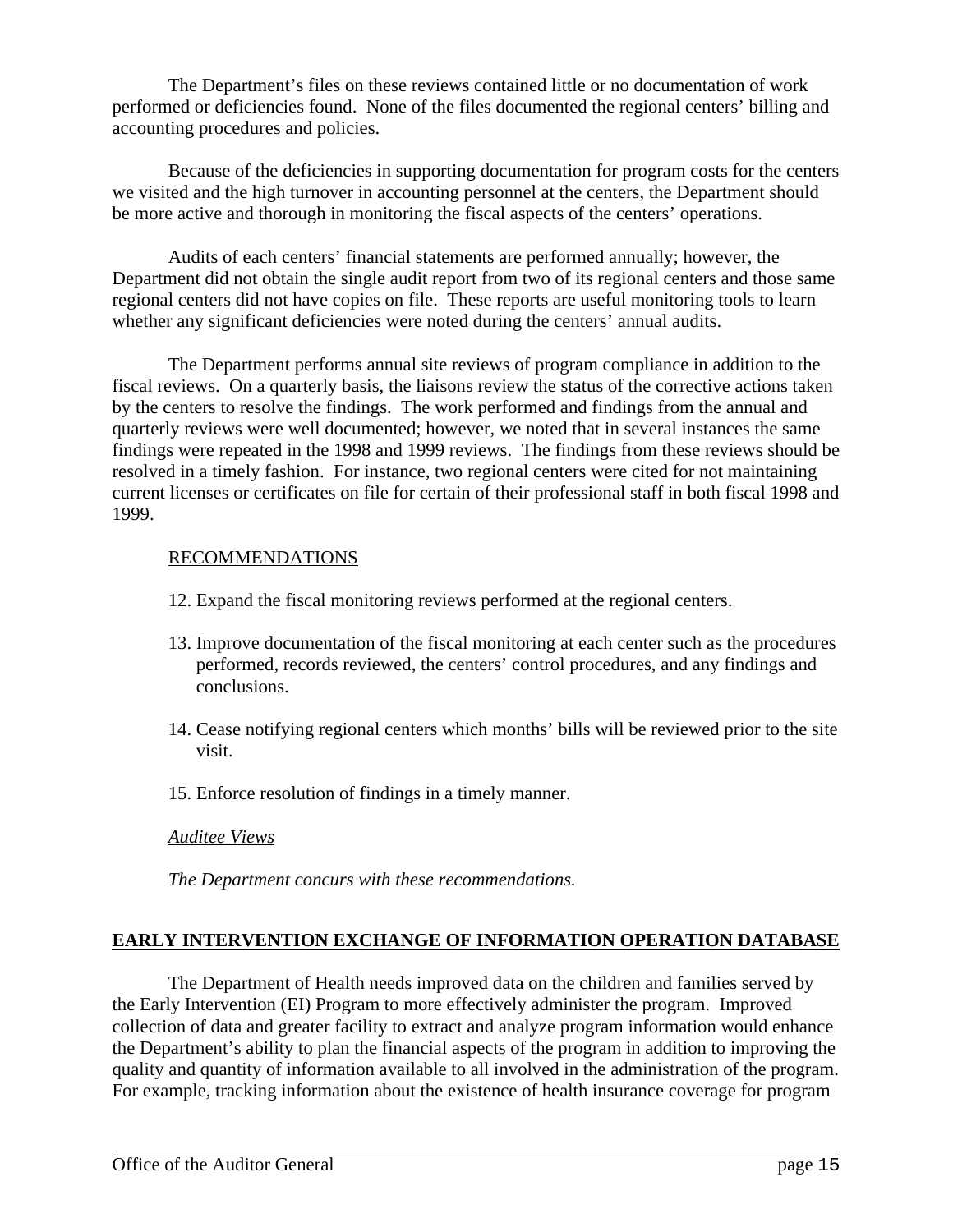The Department's files on these reviews contained little or no documentation of work performed or deficiencies found. None of the files documented the regional centers' billing and accounting procedures and policies.

Because of the deficiencies in supporting documentation for program costs for the centers we visited and the high turnover in accounting personnel at the centers, the Department should be more active and thorough in monitoring the fiscal aspects of the centers' operations.

Audits of each centers' financial statements are performed annually; however, the Department did not obtain the single audit report from two of its regional centers and those same regional centers did not have copies on file. These reports are useful monitoring tools to learn whether any significant deficiencies were noted during the centers' annual audits.

The Department performs annual site reviews of program compliance in addition to the fiscal reviews. On a quarterly basis, the liaisons review the status of the corrective actions taken by the centers to resolve the findings. The work performed and findings from the annual and quarterly reviews were well documented; however, we noted that in several instances the same findings were repeated in the 1998 and 1999 reviews. The findings from these reviews should be resolved in a timely fashion. For instance, two regional centers were cited for not maintaining current licenses or certificates on file for certain of their professional staff in both fiscal 1998 and 1999.

RECOMMENDATIONS

12. Expand the fiscal monitoring reviews performed at the regional centers.

13. Improve documentation of the fiscal monitoring at each center such as the procedures performed, records reviewed, the centers' control procedures, and any findings and conclusions.

14. Cease notifying regional centers which months' bills will be reviewed prior to the site visit.

15. Enforce resolution of findings in a timely manner.

*Auditee Views*

*The Department concurs with these recommendations.*

## EARLY INTERVENTION EXCHANGE OF INFORMATION OPERATION DATABASE

The Department of Health needs improved data on the children and families served by the Early Intervention (EI) Program to more effectively administer the program. Improved collection of data and greater facility to extract and analyze program information would enhance the Department's ability to plan the financial aspects of the program in addition to improving the quality and quantity of information available to all involved in the administration of the program. For example, tracking information about the existence of health insurance coverage for program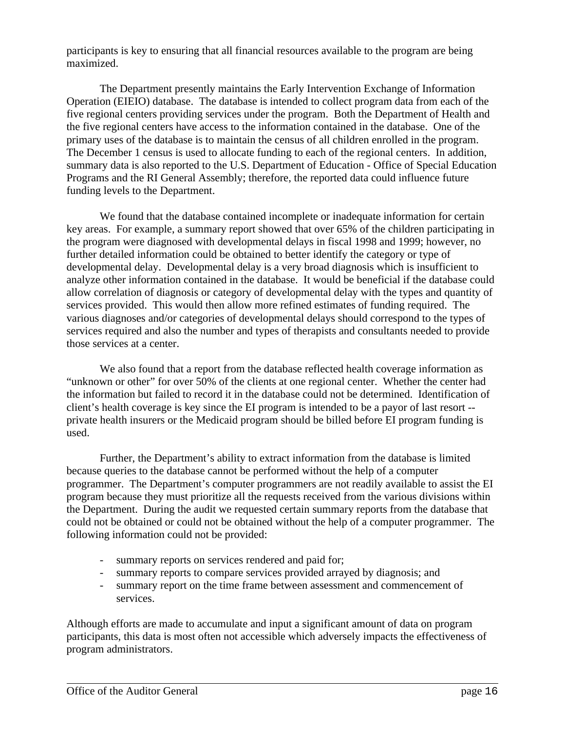participants is key to ensuring that all financial resources available to the program are being maximized.

The Department presently maintains the Early Intervention Exchange of Information Operation (EIEIO) database. The database is intended to collect program data from each of the five regional centers providing services under the program. Both the Department of Health and the five regional centers have access to the information contained in the database. One of the primary uses of the database is to maintain the census of all children enrolled in the program. The December 1 census is used to allocate funding to each of the regional centers. In addition, summary data is also reported to the U.S. Department of Education - Office of Special Education Programs and the RI General Assembly; therefore, the reported data could influence future funding levels to the Department.

We found that the database contained incomplete or inadequate information for certain key areas. For example, a summary report showed that over 65% of the children participating in the program were diagnosed with developmental delays in fiscal 1998 and 1999; however, no further detailed information could be obtained to better identify the category or type of developmental delay. Developmental delay is a very broad diagnosis which is insufficient to analyze other information contained in the database. It would be beneficial if the database could allow correlation of diagnosis or category of developmental delay with the types and quantity of services provided. This would then allow more refined estimates of funding required. The various diagnoses and/or categories of developmental delays should correspond to the types of services required and also the number and types of therapists and consultants needed to provide those services at a center.

We also found that a report from the database reflected health coverage information as "unknown or other" for over 50% of the clients at one regional center. Whether the center had the information but failed to record it in the database could not be determined. Identification of client's health coverage is key since the EI program is intended to be a payor of last resort -- private health insurers or the Medicaid program should be billed before EI program funding is used.

Further, the Department's ability to extract information from the database is limited because queries to the database cannot be performed without the help of a computer programmer. The Department's computer programmers are not readily available to assist the EI program because they must prioritize all the requests received from the various divisions within the Department. During the audit we requested certain summary reports from the database that could not be obtained or could not be obtained without the help of a computer programmer. The following information could not be provided:

- summary reports on services rendered and paid for;
- summary reports to compare services provided arrayed by diagnosis; and
- summary report on the time frame between assessment and commencement of services.

Although efforts are made to accumulate and input a significant amount of data on program participants, this data is most often not accessible which adversely impacts the effectiveness of program administrators.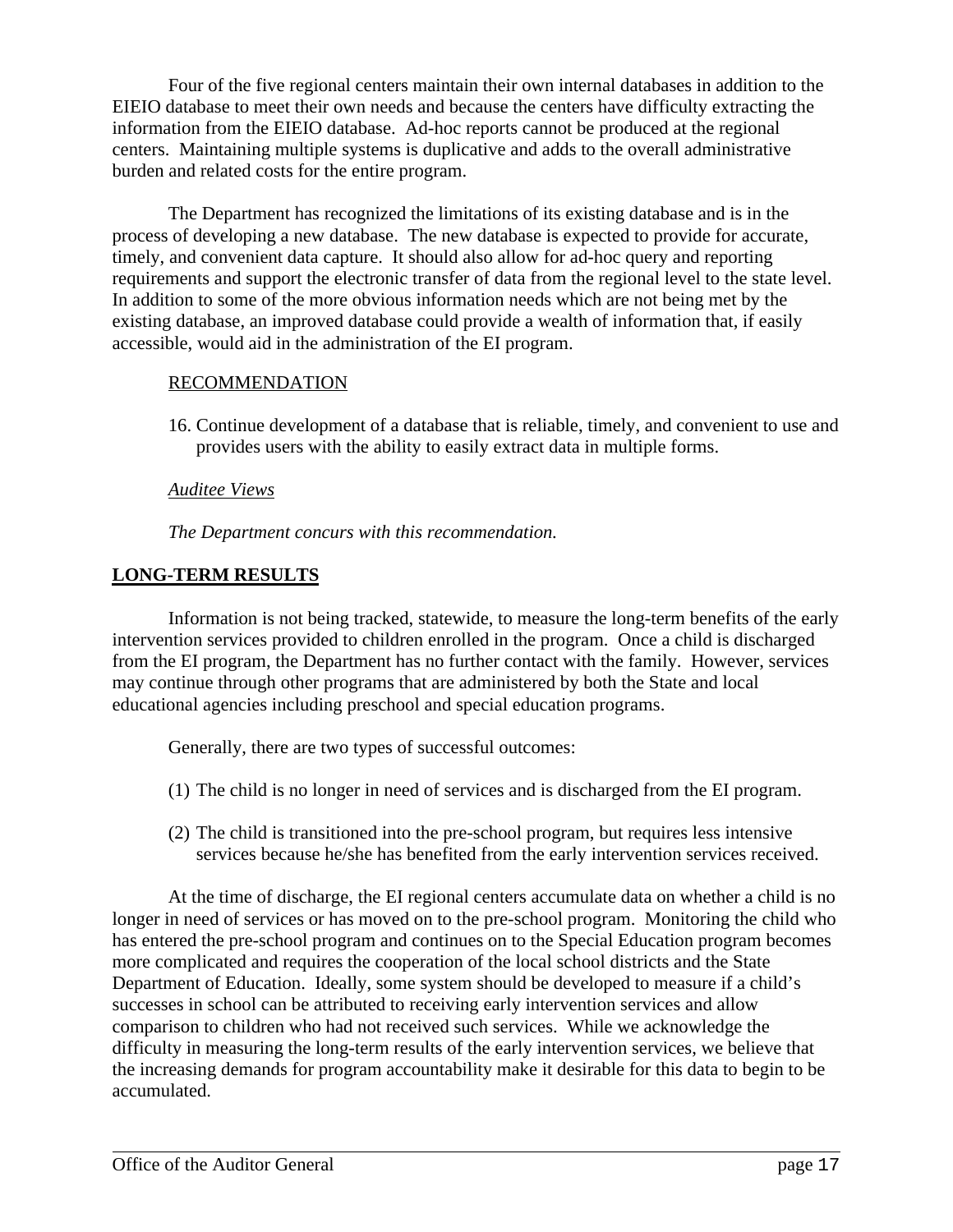Four of the five regional centers maintain their own internal databases in addition to the EIEIO database to meet their own needs and because the centers have difficulty extracting the information from the EIEIO database. Ad-hoc reports cannot be produced at the regional centers. Maintaining multiple systems is duplicative and adds to the overall administrative burden and related costs for the entire program.

The Department has recognized the limitations of its existing database and is in the process of developing a new database. The new database is expected to provide for accurate, timely, and convenient data capture. It should also allow for ad-hoc query and reporting requirements and support the electronic transfer of data from the regional level to the state level. In addition to some of the more obvious information needs which are not being met by the existing database, an improved database could provide a wealth of information that, if easily accessible, would aid in the administration of the EI program.

RECOMMENDATION

16. Continue development of a database that is reliable, timely, and convenient to use and provides users with the ability to easily extract data in multiple forms.

*Auditee Views*

*The Department concurs with this recommendation.*

**LONG-TERM RESULTS**

Information is not being tracked, statewide, to measure the long-term benefits of the early intervention services provided to children enrolled in the program. Once a child is discharged from the EI program, the Department has no further contact with the family. However, services may continue through other programs that are administered by both the State and local educational agencies including preschool and special education programs.

Generally, there are two types of successful outcomes:

(1) The child is no longer in need of services and is discharged from the EI program.

(2) The child is transitioned into the pre-school program, but requires less intensive services because he/she has benefited from the early intervention services received.

At the time of discharge, the EI regional centers accumulate data on whether a child is no longer in need of services or has moved on to the pre-school program. Monitoring the child who has entered the pre-school program and continues on to the Special Education program becomes more complicated and requires the cooperation of the local school districts and the State Department of Education. Ideally, some system should be developed to measure if a child's successes in school can be attributed to receiving early intervention services and allow comparison to children who had not received such services. While we acknowledge the difficulty in measuring the long-term results of the early intervention services, we believe that the increasing demands for program accountability make it desirable for this data to begin to be accumulated.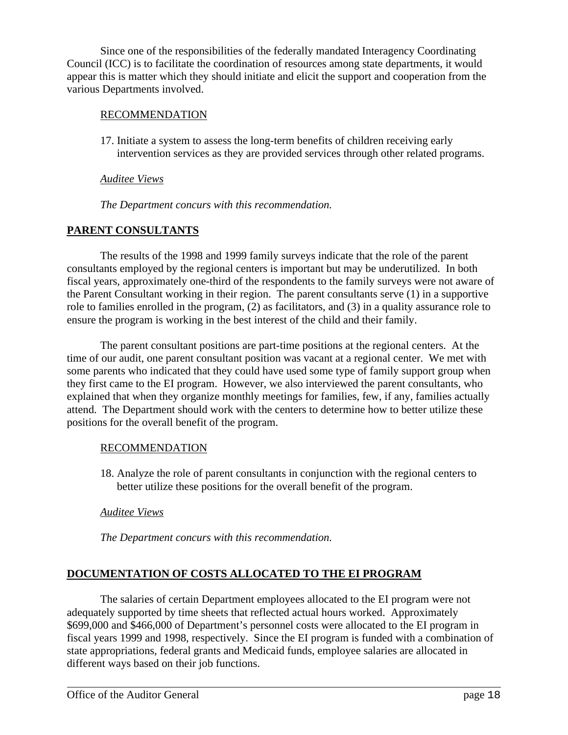Since one of the responsibilities of the federally mandated Interagency Coordinating Council (ICC) is to facilitate the coordination of resources among state departments, it would appear this is matter which they should initiate and elicit the support and cooperation from the various Departments involved.

RECOMMENDATION

17. Initiate a system to assess the long-term benefits of children receiving early intervention services as they are provided services through other related programs.

*Auditee Views*

*The Department concurs with this recommendation.*

## PARENT CONSULTANTS

The results of the 1998 and 1999 family surveys indicate that the role of the parent consultants employed by the regional centers is important but may be underutilized. In both fiscal years, approximately one-third of the respondents to the family surveys were not aware of the Parent Consultant working in their region. The parent consultants serve (1) in a supportive role to families enrolled in the program, (2) as facilitators, and (3) in a quality assurance role to ensure the program is working in the best interest of the child and their family.

The parent consultant positions are part-time positions at the regional centers. At the time of our audit, one parent consultant position was vacant at a regional center. We met with some parents who indicated that they could have used some type of family support group when they first came to the EI program. However, we also interviewed the parent consultants, who explained that when they organize monthly meetings for families, few, if any, families actually attend. The Department should work with the centers to determine how to better utilize these positions for the overall benefit of the program.

RECOMMENDATION

18. Analyze the role of parent consultants in conjunction with the regional centers to better utilize these positions for the overall benefit of the program.

*Auditee Views*

*The Department concurs with this recommendation.*

## DOCUMENTATION OF COSTS ALLOCATED TO THE EI PROGRAM

The salaries of certain Department employees allocated to the EI program were not adequately supported by time sheets that reflected actual hours worked. Approximately $699,000 and $466,000 of Department's personnel costs were allocated to the EI program in fiscal years 1999 and 1998, respectively. Since the EI program is funded with a combination of state appropriations, federal grants and Medicaid funds, employee salaries are allocated in different ways based on their job functions.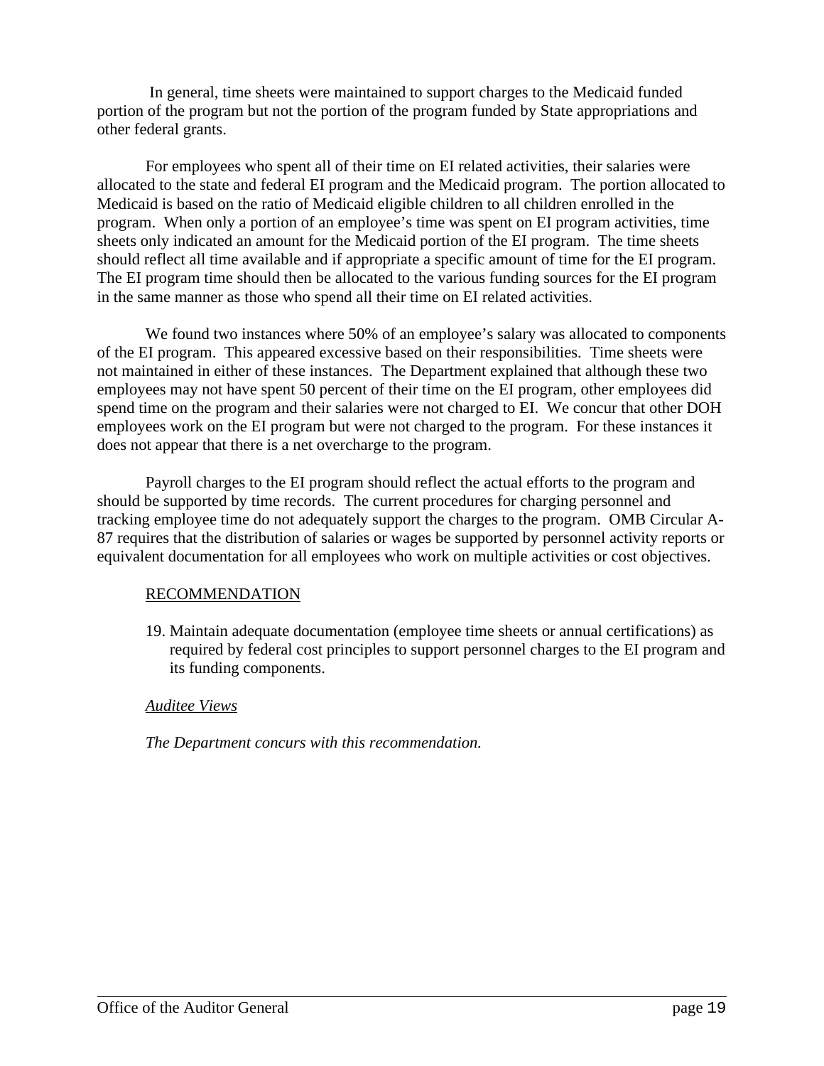In general, time sheets were maintained to support charges to the Medicaid funded portion of the program but not the portion of the program funded by State appropriations and other federal grants.

For employees who spent all of their time on EI related activities, their salaries were allocated to the state and federal EI program and the Medicaid program. The portion allocated to Medicaid is based on the ratio of Medicaid eligible children to all children enrolled in the program. When only a portion of an employee's time was spent on EI program activities, time sheets only indicated an amount for the Medicaid portion of the EI program. The time sheets should reflect all time available and if appropriate a specific amount of time for the EI program. The EI program time should then be allocated to the various funding sources for the EI program in the same manner as those who spend all their time on EI related activities.

We found two instances where 50% of an employee's salary was allocated to components of the EI program. This appeared excessive based on their responsibilities. Time sheets were not maintained in either of these instances. The Department explained that although these two employees may not have spent 50 percent of their time on the EI program, other employees did spend time on the program and their salaries were not charged to EI. We concur that other DOH employees work on the EI program but were not charged to the program. For these instances it does not appear that there is a net overcharge to the program.

Payroll charges to the EI program should reflect the actual efforts to the program and should be supported by time records. The current procedures for charging personnel and tracking employee time do not adequately support the charges to the program. OMB Circular A-87 requires that the distribution of salaries or wages be supported by personnel activity reports or equivalent documentation for all employees who work on multiple activities or cost objectives.

<u>RECOMMENDATION</u>

19. Maintain adequate documentation (employee time sheets or annual certifications) as required by federal cost principles to support personnel charges to the EI program and its funding components.

<u>*Auditee Views*</u>

*The Department concurs with this recommendation.*